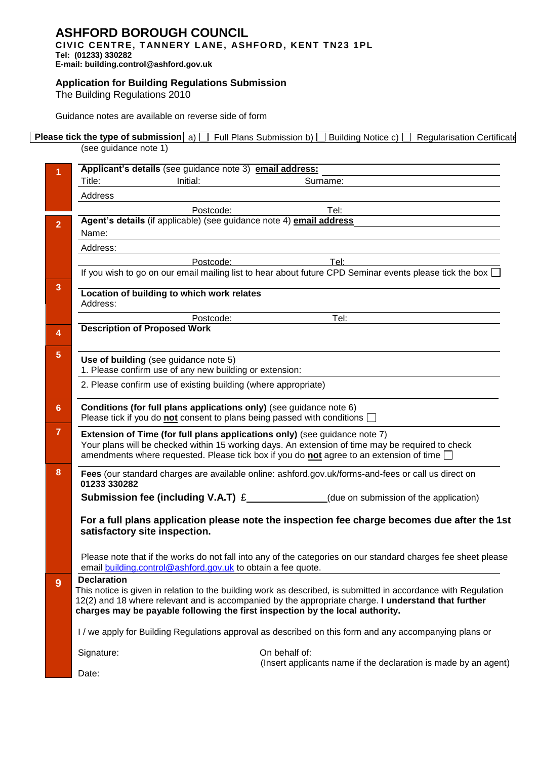# ASHFORD BOROUGH COUNCIL

**CIVIC CENTRE, TANNERY LANE, ASHFORD, KENT TN23 1PL**
**Tel: (01233) 330282**
**E-mail: building.control@ashford.gov.uk**

## Application for Building Regulations Submission

The Building Regulations 2010

Guidance notes are available on reverse side of form

**Please tick the type of submission** a) ☐ Full Plans Submission b) ☐ Building Notice c) ☐ Regularisation Certificate
(see guidance note 1)

**1**

**Applicant's details** (see guidance note 3) **email address:**

Title: Initial: Surname:

Address

Postcode: Tel:

**2**

**Agent's details** (if applicable) (see guidance note 4) **email address**

Name:

Address:

Postcode: Tel:

If you wish to go on our email mailing list to hear about future CPD Seminar events please tick the box ☐

**3**

**Location of building to which work relates**
Address:

Postcode: Tel:

**4**

**Description of Proposed Work**

**5**

**Use of building** (see guidance note 5)
1. Please confirm use of any new building or extension:

2. Please confirm use of existing building (where appropriate)

**6**

**Conditions (for full plans applications only)** (see guidance note 6)
Please tick if you do **not** consent to plans being passed with conditions ☐

**7**

**Extension of Time (for full plans applications only)** (see guidance note 7)
Your plans will be checked within 15 working days. An extension of time may be required to check amendments where requested. Please tick box if you do **not** agree to an extension of time ☐

**8**

**Fees** (our standard charges are available online: ashford.gov.uk/forms-and-fees or call us direct on **01233 330282**

**Submission fee (including V.A.T)** £______________ (due on submission of the application)

**For a full plans application please note the inspection fee charge becomes due after the 1st satisfactory site inspection.**

Please note that if the works do not fall into any of the categories on our standard charges fee sheet please email building.control@ashford.gov.uk to obtain a fee quote.

**9**

**Declaration**

This notice is given in relation to the building work as described, is submitted in accordance with Regulation 12(2) and 18 where relevant and is accompanied by the appropriate charge. **I understand that further charges may be payable following the first inspection by the local authority.**

I / we apply for Building Regulations approval as described on this form and any accompanying plans or

Signature: On behalf of:
(Insert applicants name if the declaration is made by an agent)

Date: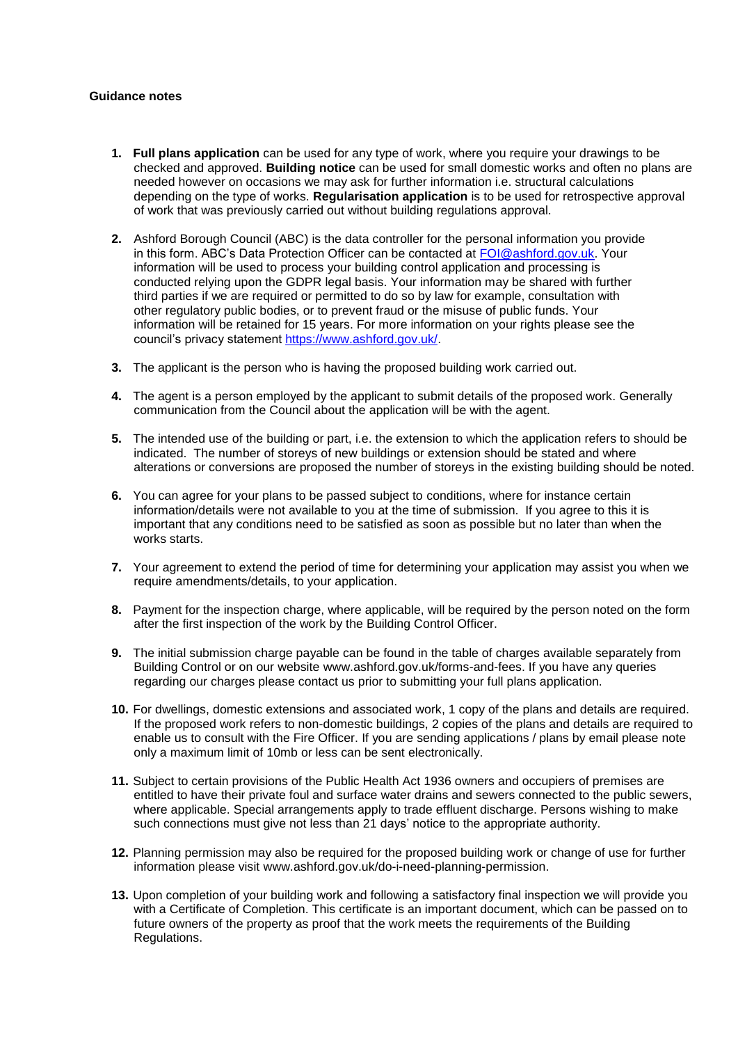**Guidance notes**

1. **Full plans application** can be used for any type of work, where you require your drawings to be checked and approved. **Building notice** can be used for small domestic works and often no plans are needed however on occasions we may ask for further information i.e. structural calculations depending on the type of works. **Regularisation application** is to be used for retrospective approval of work that was previously carried out without building regulations approval.

2. Ashford Borough Council (ABC) is the data controller for the personal information you provide in this form. ABC's Data Protection Officer can be contacted at [FOI@ashford.gov.uk](mailto:FOI@ashford.gov.uk). Your information will be used to process your building control application and processing is conducted relying upon the GDPR legal basis. Your information may be shared with further third parties if we are required or permitted to do so by law for example, consultation with other regulatory public bodies, or to prevent fraud or the misuse of public funds. Your information will be retained for 15 years. For more information on your rights please see the council's privacy statement [https://www.ashford.gov.uk/](https://www.ashford.gov.uk/).

3. The applicant is the person who is having the proposed building work carried out.

4. The agent is a person employed by the applicant to submit details of the proposed work. Generally communication from the Council about the application will be with the agent.

5. The intended use of the building or part, i.e. the extension to which the application refers to should be indicated. The number of storeys of new buildings or extension should be stated and where alterations or conversions are proposed the number of storeys in the existing building should be noted.

6. You can agree for your plans to be passed subject to conditions, where for instance certain information/details were not available to you at the time of submission. If you agree to this it is important that any conditions need to be satisfied as soon as possible but no later than when the works starts.

7. Your agreement to extend the period of time for determining your application may assist you when we require amendments/details, to your application.

8. Payment for the inspection charge, where applicable, will be required by the person noted on the form after the first inspection of the work by the Building Control Officer.

9. The initial submission charge payable can be found in the table of charges available separately from Building Control or on our website www.ashford.gov.uk/forms-and-fees. If you have any queries regarding our charges please contact us prior to submitting your full plans application.

10. For dwellings, domestic extensions and associated work, 1 copy of the plans and details are required. If the proposed work refers to non-domestic buildings, 2 copies of the plans and details are required to enable us to consult with the Fire Officer. If you are sending applications / plans by email please note only a maximum limit of 10mb or less can be sent electronically.

11. Subject to certain provisions of the Public Health Act 1936 owners and occupiers of premises are entitled to have their private foul and surface water drains and sewers connected to the public sewers, where applicable. Special arrangements apply to trade effluent discharge. Persons wishing to make such connections must give not less than 21 days' notice to the appropriate authority.

12. Planning permission may also be required for the proposed building work or change of use for further information please visit www.ashford.gov.uk/do-i-need-planning-permission.

13. Upon completion of your building work and following a satisfactory final inspection we will provide you with a Certificate of Completion. This certificate is an important document, which can be passed on to future owners of the property as proof that the work meets the requirements of the Building Regulations.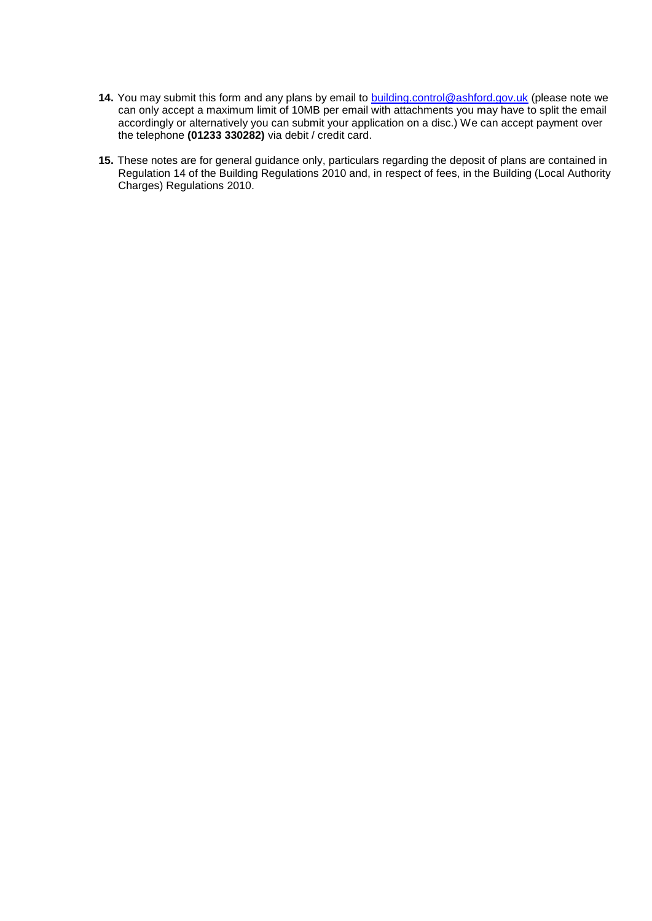14. You may submit this form and any plans by email to [building.control@ashford.gov.uk](mailto:building.control@ashford.gov.uk) (please note we can only accept a maximum limit of 10MB per email with attachments you may have to split the email accordingly or alternatively you can submit your application on a disc.) We can accept payment over the telephone **(01233 330282)** via debit / credit card.

15. These notes are for general guidance only, particulars regarding the deposit of plans are contained in Regulation 14 of the Building Regulations 2010 and, in respect of fees, in the Building (Local Authority Charges) Regulations 2010.